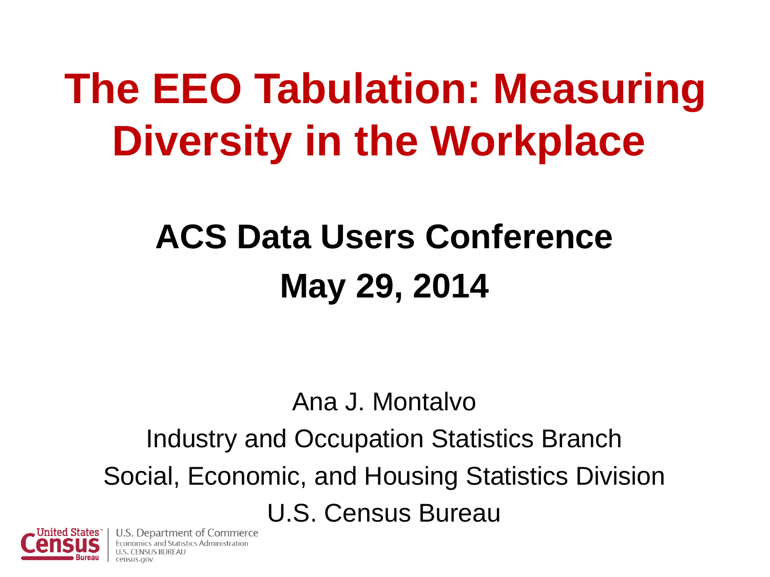# The EEO Tabulation: Measuring Diversity in the Workplace

## ACS Data Users Conference

## May 29, 2014

Ana J. Montalvo

Industry and Occupation Statistics Branch

Social, Economic, and Housing Statistics Division

U.S. Census Bureau

United States Census Bureau

U.S. Department of Commerce
Economics and Statistics Administration
U.S. CENSUS BUREAU
census.gov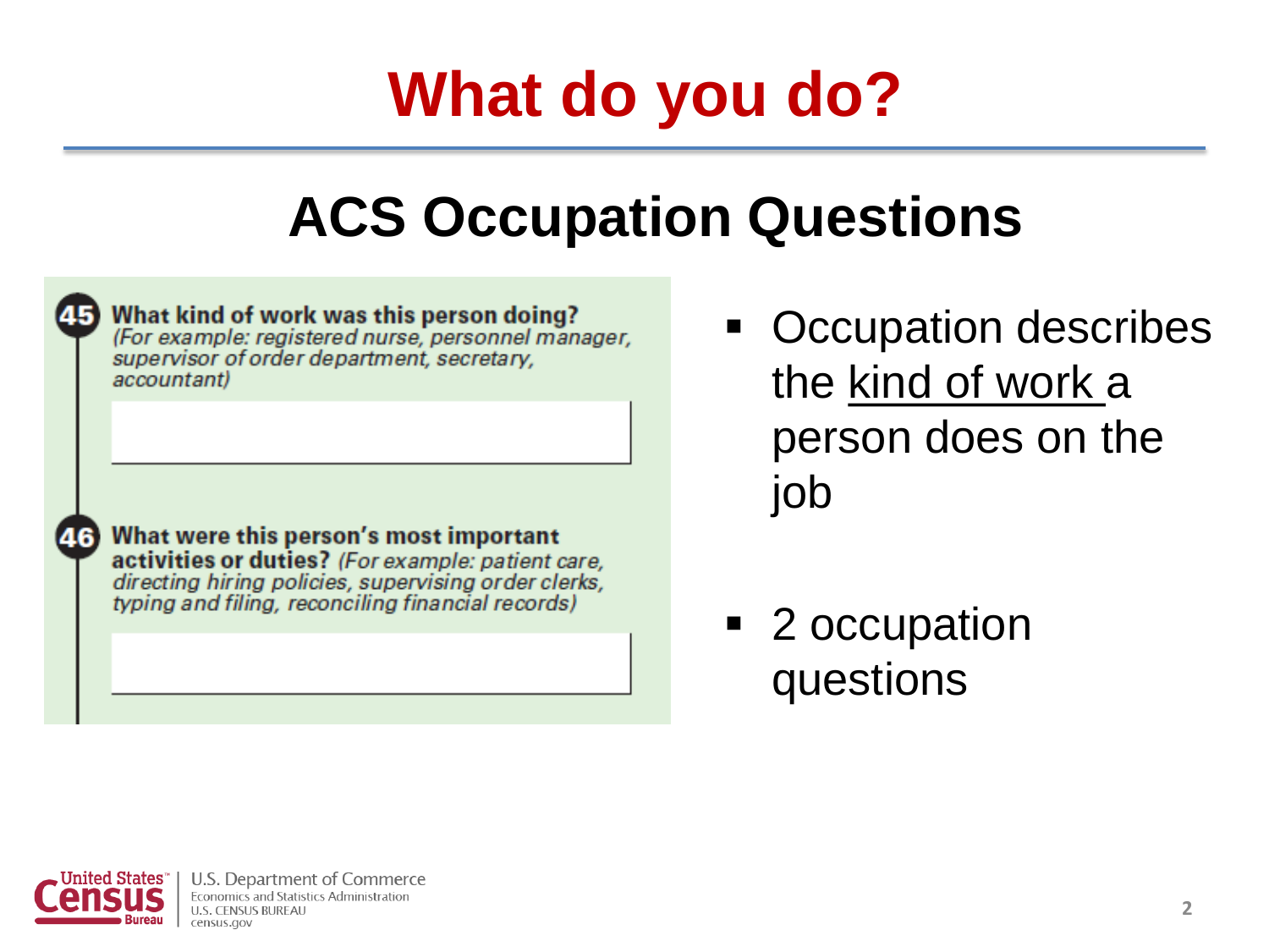# What do you do?

## ACS Occupation Questions

**45 What kind of work was this person doing?** *(For example: registered nurse, personnel manager, supervisor of order department, secretary, accountant)*

**46 What were this person's most important activities or duties?** *(For example: patient care, directing hiring policies, supervising order clerks, typing and filing, reconciling financial records)*

- Occupation describes the kind of work a person does on the job
- 2 occupation questions

U.S. Department of Commerce
Economics and Statistics Administration
U.S. CENSUS BUREAU
census.gov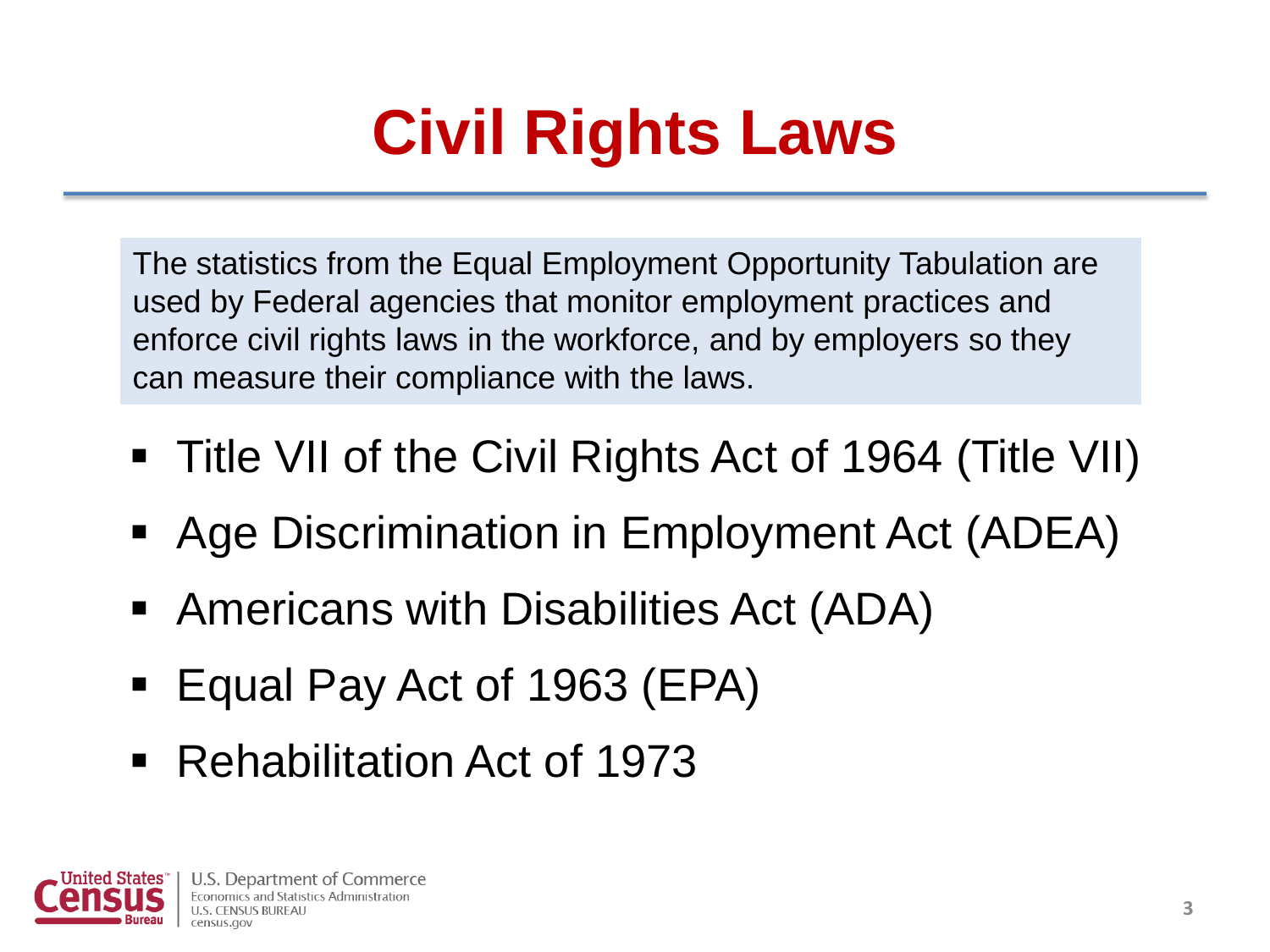# Civil Rights Laws

The statistics from the Equal Employment Opportunity Tabulation are used by Federal agencies that monitor employment practices and enforce civil rights laws in the workforce, and by employers so they can measure their compliance with the laws.

- Title VII of the Civil Rights Act of 1964 (Title VII)
- Age Discrimination in Employment Act (ADEA)
- Americans with Disabilities Act (ADA)
- Equal Pay Act of 1963 (EPA)
- Rehabilitation Act of 1973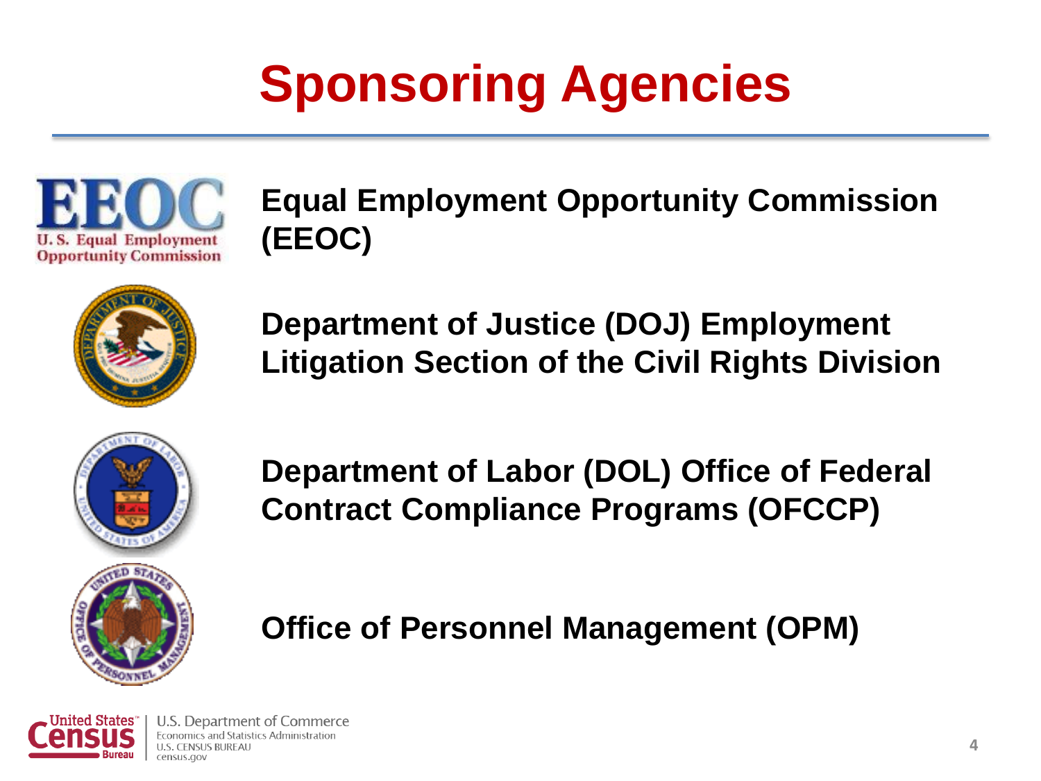# Sponsoring Agencies

**Equal Employment Opportunity Commission (EEOC)**

**Department of Justice (DOJ) Employment Litigation Section of the Civil Rights Division**

**Department of Labor (DOL) Office of Federal Contract Compliance Programs (OFCCP)**

**Office of Personnel Management (OPM)**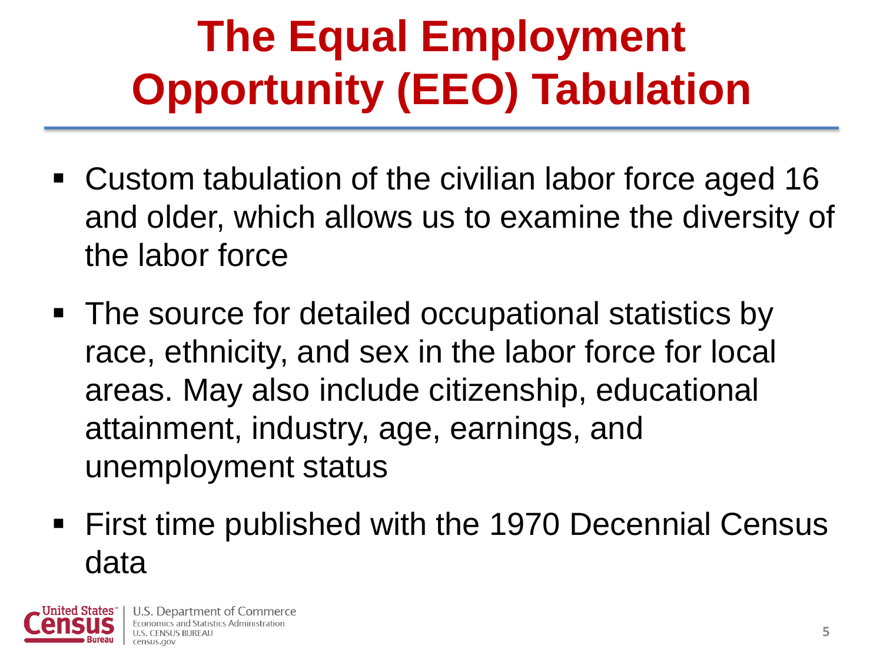# The Equal Employment Opportunity (EEO) Tabulation

- Custom tabulation of the civilian labor force aged 16 and older, which allows us to examine the diversity of the labor force
- The source for detailed occupational statistics by race, ethnicity, and sex in the labor force for local areas. May also include citizenship, educational attainment, industry, age, earnings, and unemployment status
- First time published with the 1970 Decennial Census data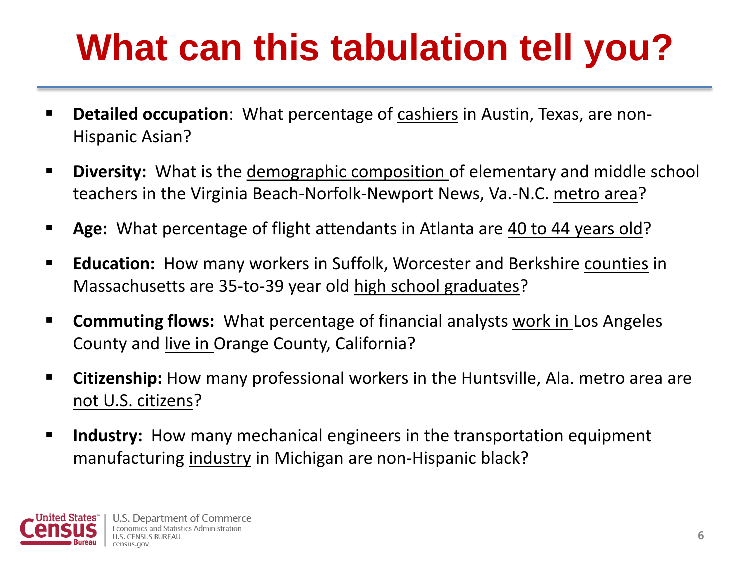# What can this tabulation tell you?

- **Detailed occupation**: What percentage of cashiers in Austin, Texas, are non-Hispanic Asian?
- **Diversity:** What is the demographic composition of elementary and middle school teachers in the Virginia Beach-Norfolk-Newport News, Va.-N.C. metro area?
- **Age:** What percentage of flight attendants in Atlanta are 40 to 44 years old?
- **Education:** How many workers in Suffolk, Worcester and Berkshire counties in Massachusetts are 35-to-39 year old high school graduates?
- **Commuting flows:** What percentage of financial analysts work in Los Angeles County and live in Orange County, California?
- **Citizenship:** How many professional workers in the Huntsville, Ala. metro area are not U.S. citizens?
- **Industry:** How many mechanical engineers in the transportation equipment manufacturing industry in Michigan are non-Hispanic black?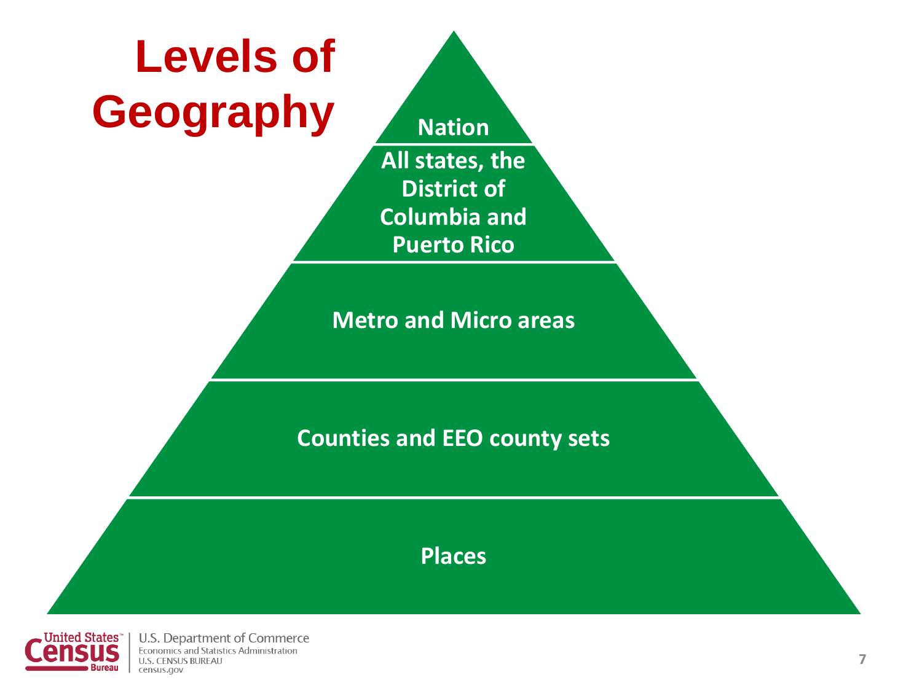# Levels of Geography

- Nation
- All states, the District of Columbia and Puerto Rico
- Metro and Micro areas
- Counties and EEO county sets
- Places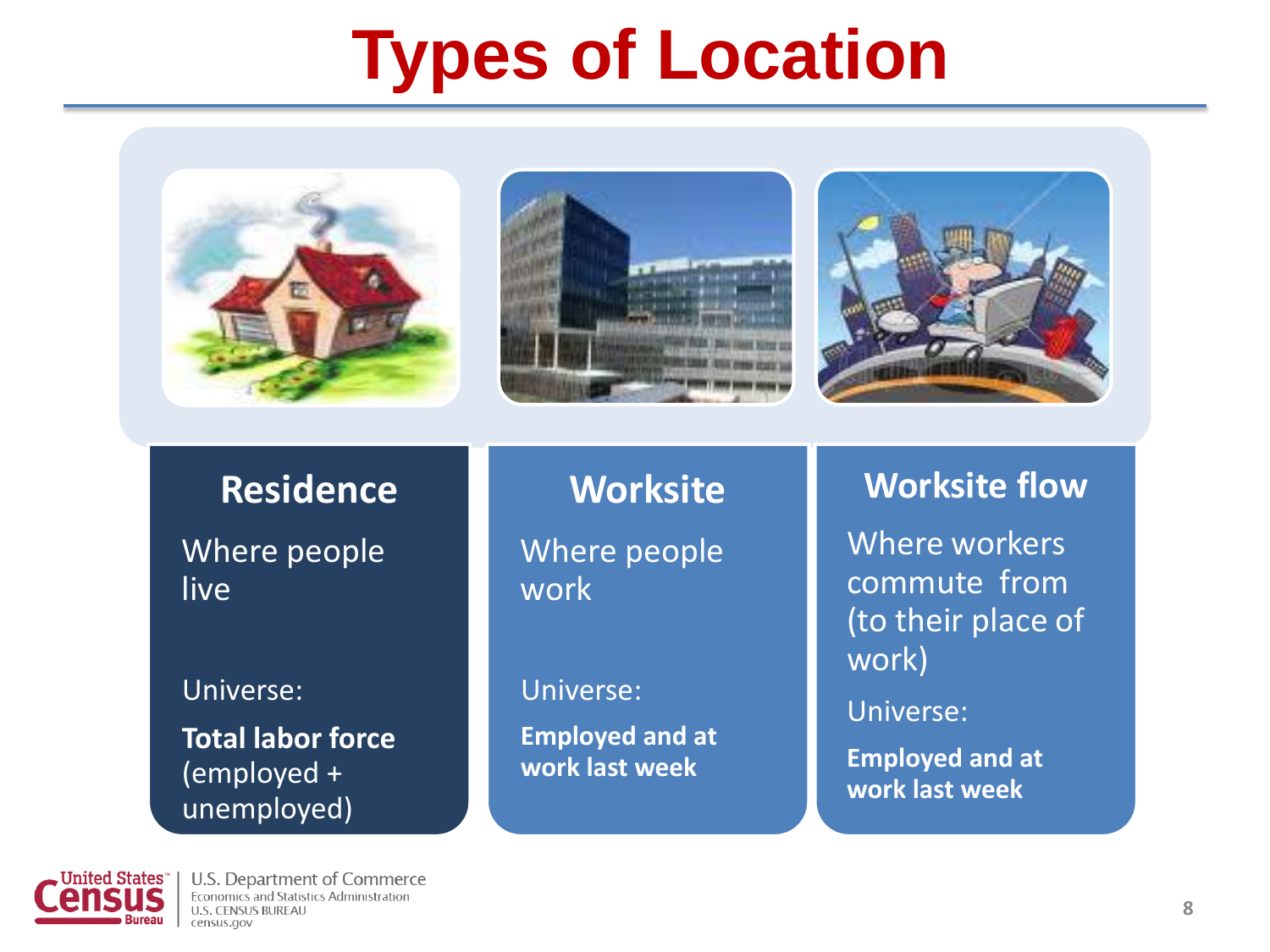# Types of Location

## Residence

Where people live

Universe:

**Total labor force** (employed + unemployed)

## Worksite

Where people work

Universe:

**Employed and at work last week**

## Worksite flow

Where workers commute from (to their place of work)

Universe:

**Employed and at work last week**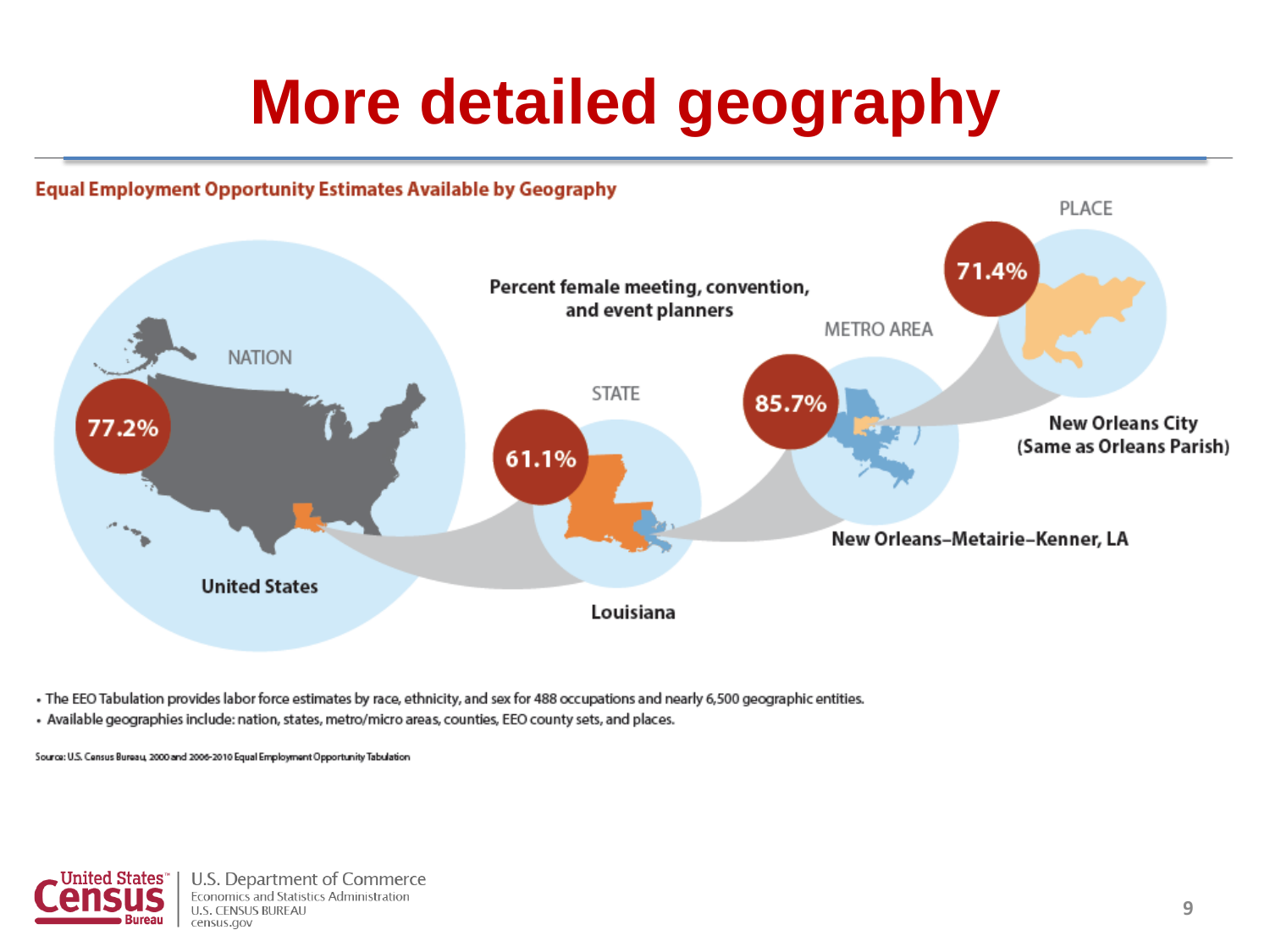# More detailed geography

**Equal Employment Opportunity Estimates Available by Geography**

Percent female meeting, convention, and event planners

| Level | Geography | Percent |
|---|---|---|
| NATION | United States | 77.2% |
| STATE | Louisiana | 61.1% |
| METRO AREA | New Orleans–Metairie–Kenner, LA | 85.7% |
| PLACE | New Orleans City (Same as Orleans Parish) | 71.4% |

- The EEO Tabulation provides labor force estimates by race, ethnicity, and sex for 488 occupations and nearly 6,500 geographic entities.
- Available geographies include: nation, states, metro/micro areas, counties, EEO county sets, and places.

Source: U.S. Census Bureau, 2000 and 2006-2010 Equal Employment Opportunity Tabulation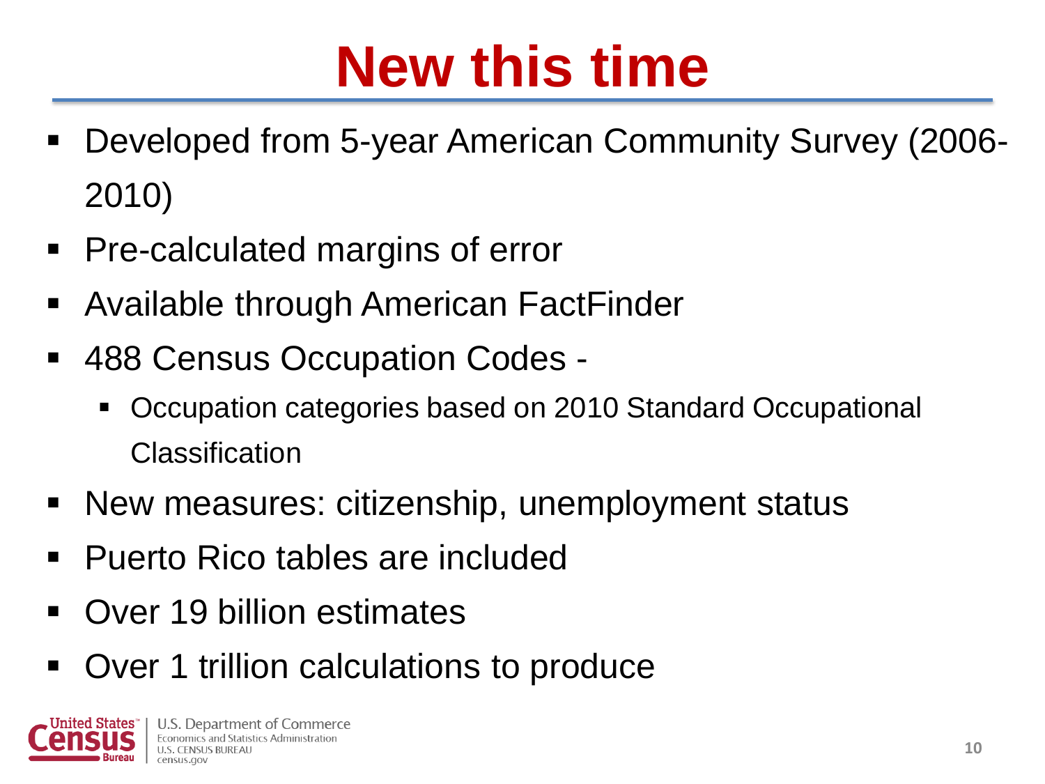# New this time

- Developed from 5-year American Community Survey (2006-2010)
- Pre-calculated margins of error
- Available through American FactFinder
- 488 Census Occupation Codes -
  - Occupation categories based on 2010 Standard Occupational Classification
- New measures: citizenship, unemployment status
- Puerto Rico tables are included
- Over 19 billion estimates
- Over 1 trillion calculations to produce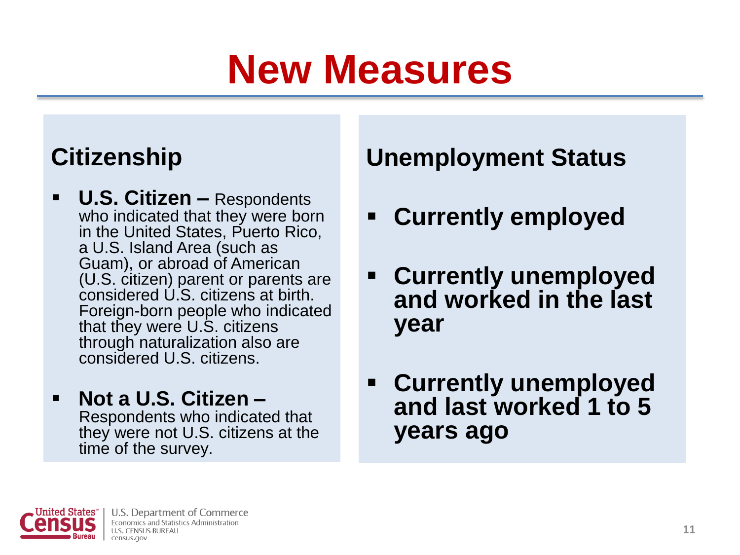# New Measures

## Citizenship

- **U.S. Citizen –** Respondents who indicated that they were born in the United States, Puerto Rico, a U.S. Island Area (such as Guam), or abroad of American (U.S. citizen) parent or parents are considered U.S. citizens at birth. Foreign-born people who indicated that they were U.S. citizens through naturalization also are considered U.S. citizens.
- **Not a U.S. Citizen –** Respondents who indicated that they were not U.S. citizens at the time of the survey.

## Unemployment Status

- **Currently employed**
- **Currently unemployed and worked in the last year**
- **Currently unemployed and last worked 1 to 5 years ago**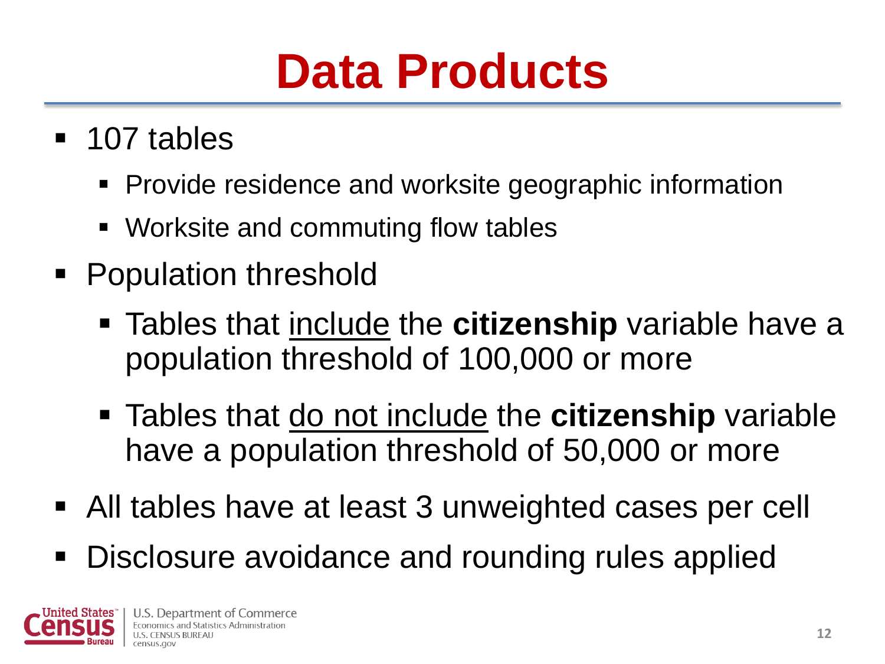# Data Products

- 107 tables
  - Provide residence and worksite geographic information
  - Worksite and commuting flow tables
- Population threshold
  - Tables that <u>include</u> the **citizenship** variable have a population threshold of 100,000 or more
  - Tables that <u>do not include</u> the **citizenship** variable have a population threshold of 50,000 or more
- All tables have at least 3 unweighted cases per cell
- Disclosure avoidance and rounding rules applied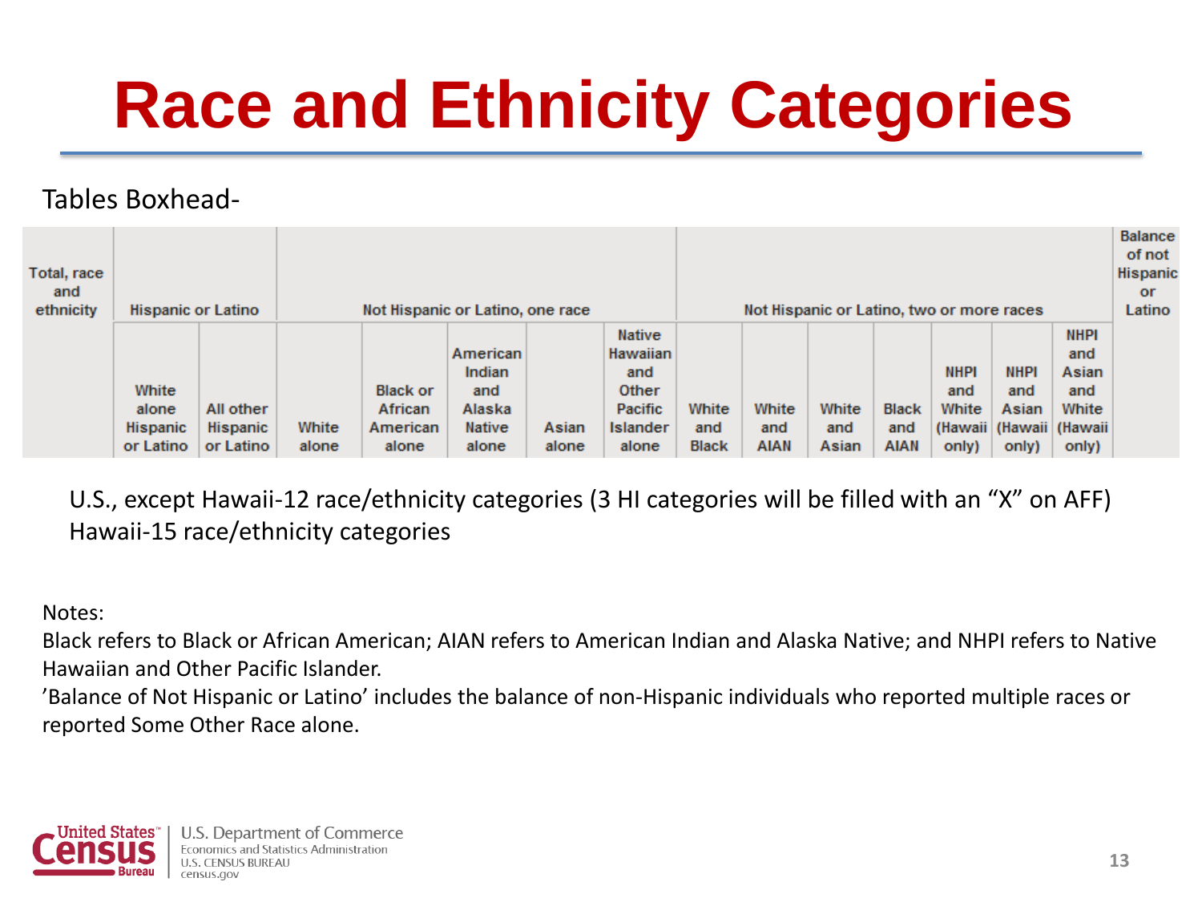# Race and Ethnicity Categories

Tables Boxhead-

| Total, race and ethnicity | Hispanic or Latino | | Not Hispanic or Latino, one race | | | | | Not Hispanic or Latino, two or more races | | | | | | | Balance of not Hispanic or Latino |
|---|---|---|---|---|---|---|---|---|---|---|---|---|---|---|---|
| | White alone Hispanic or Latino | All other Hispanic or Latino | White alone | Black or African American alone | American Indian and Alaska Native alone | Asian alone | Native Hawaiian and Other Pacific Islander alone | White and Black | White and AIAN | White and Asian | Black and AIAN | NHPI and White (Hawaii only) | NHPI and Asian (Hawaii only) | NHPI and Asian and White (Hawaii only) | |

U.S., except Hawaii-12 race/ethnicity categories (3 HI categories will be filled with an "X" on AFF)
Hawaii-15 race/ethnicity categories

Notes:
Black refers to Black or African American; AIAN refers to American Indian and Alaska Native; and NHPI refers to Native Hawaiian and Other Pacific Islander.
'Balance of Not Hispanic or Latino' includes the balance of non-Hispanic individuals who reported multiple races or reported Some Other Race alone.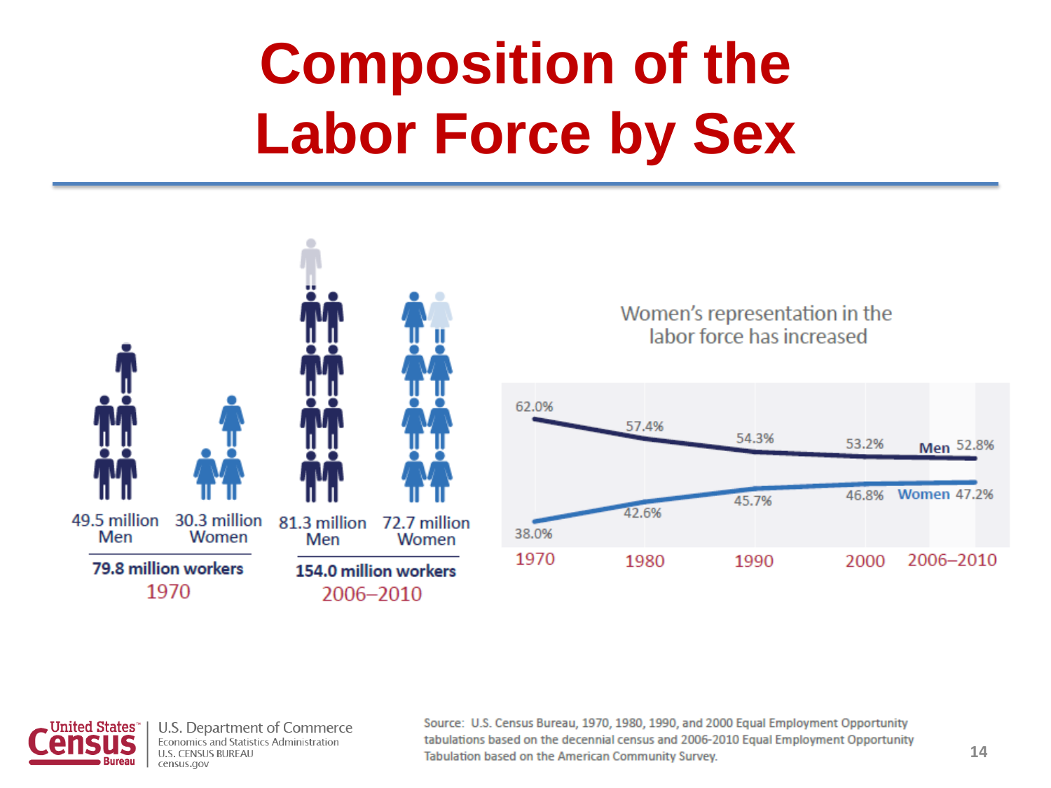# Composition of the Labor Force by Sex

| | Men | Women | Total workers |
|---|---|---|---|
| 1970 | 49.5 million | 30.3 million | 79.8 million workers |
| 2006–2010 | 81.3 million | 72.7 million | 154.0 million workers |

## Women's representation in the labor force has increased

| | 1970 | 1980 | 1990 | 2000 | 2006–2010 |
|---|---|---|---|---|---|
| Men | 62.0% | 57.4% | 54.3% | 53.2% | 52.8% |
| Women | 38.0% | 42.6% | 45.7% | 46.8% | 47.2% |

Source: U.S. Census Bureau, 1970, 1980, 1990, and 2000 Equal Employment Opportunity tabulations based on the decennial census and 2006-2010 Equal Employment Opportunity Tabulation based on the American Community Survey.

United States Census Bureau | U.S. Department of Commerce
Economics and Statistics Administration
U.S. CENSUS BUREAU
census.gov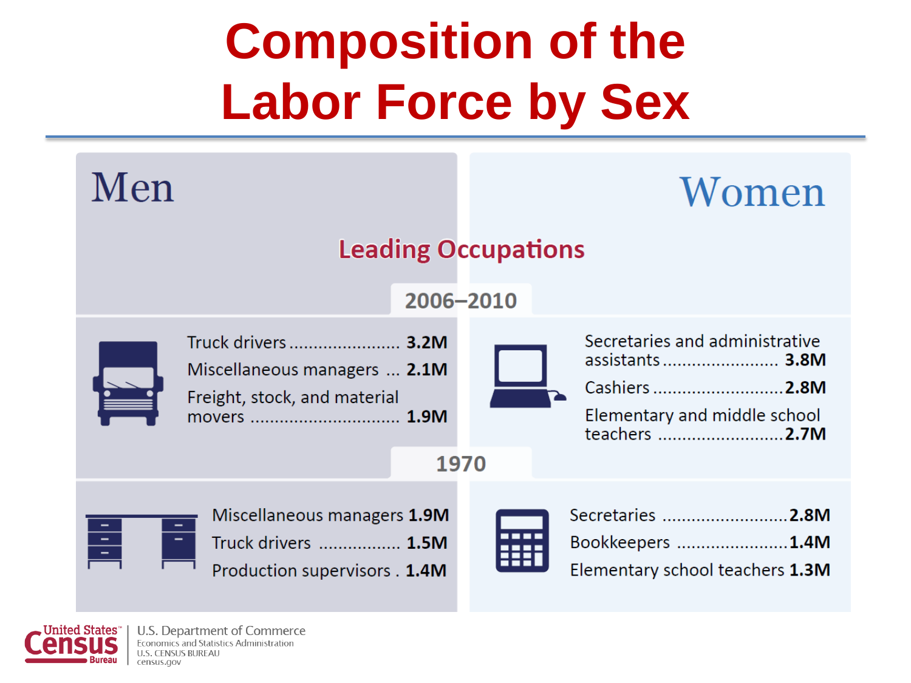# Composition of the Labor Force by Sex

## Leading Occupations

### 2006–2010

| Men | | Women | |
|---|---|---|---|
| Truck drivers | 3.2M | Secretaries and administrative assistants | 3.8M |
| Miscellaneous managers | 2.1M | Cashiers | 2.8M |
| Freight, stock, and material movers | 1.9M | Elementary and middle school teachers | 2.7M |

### 1970

| Men | | Women | |
|---|---|---|---|
| Miscellaneous managers | 1.9M | Secretaries | 2.8M |
| Truck drivers | 1.5M | Bookkeepers | 1.4M |
| Production supervisors | 1.4M | Elementary school teachers | 1.3M |

United States Census Bureau | U.S. Department of Commerce
Economics and Statistics Administration
U.S. CENSUS BUREAU
census.gov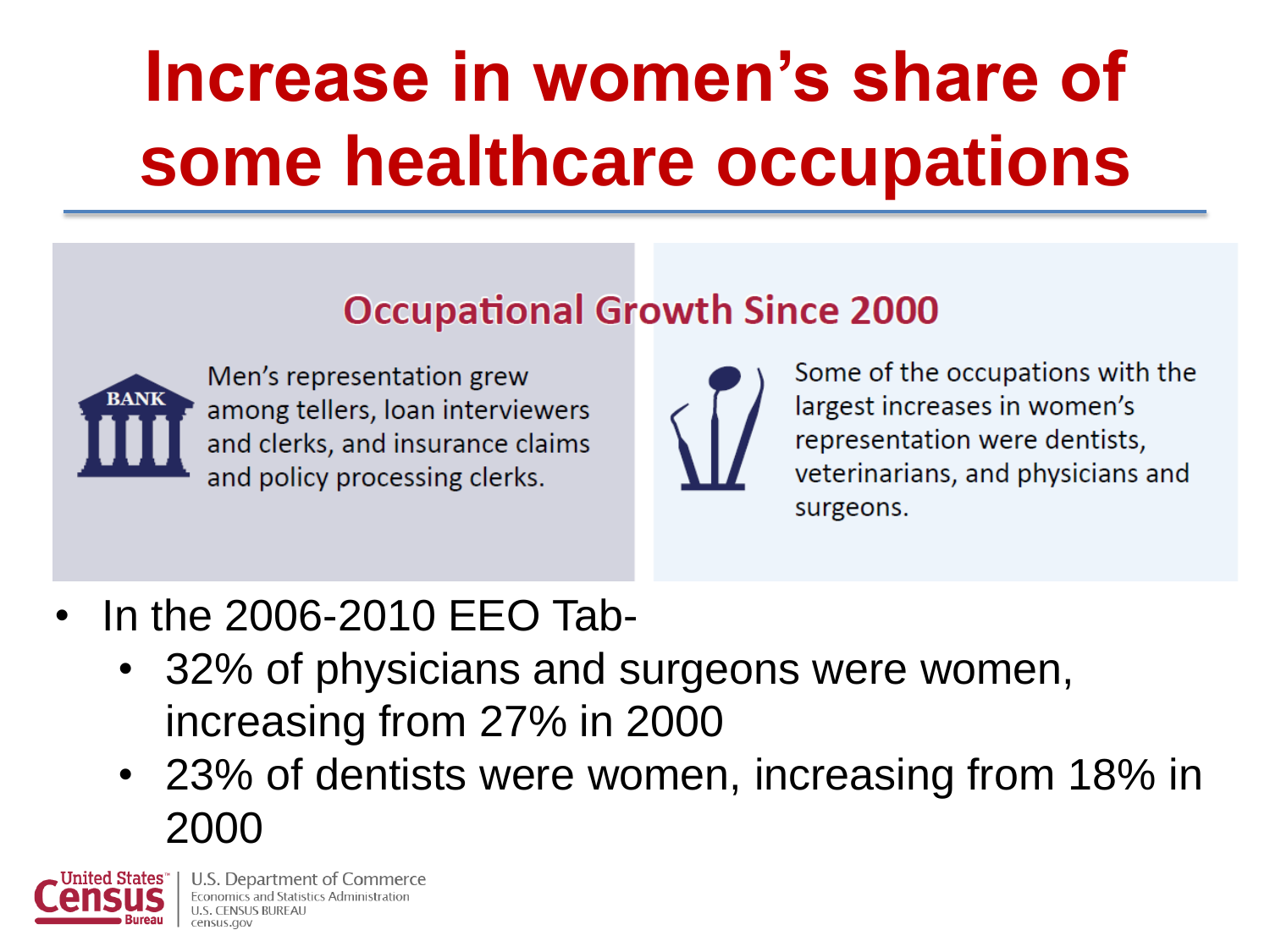# Increase in women's share of some healthcare occupations

## Occupational Growth Since 2000

Men's representation grew among tellers, loan interviewers and clerks, and insurance claims and policy processing clerks.

Some of the occupations with the largest increases in women's representation were dentists, veterinarians, and physicians and surgeons.

- In the 2006-2010 EEO Tab-
  - 32% of physicians and surgeons were women, increasing from 27% in 2000
  - 23% of dentists were women, increasing from 18% in 2000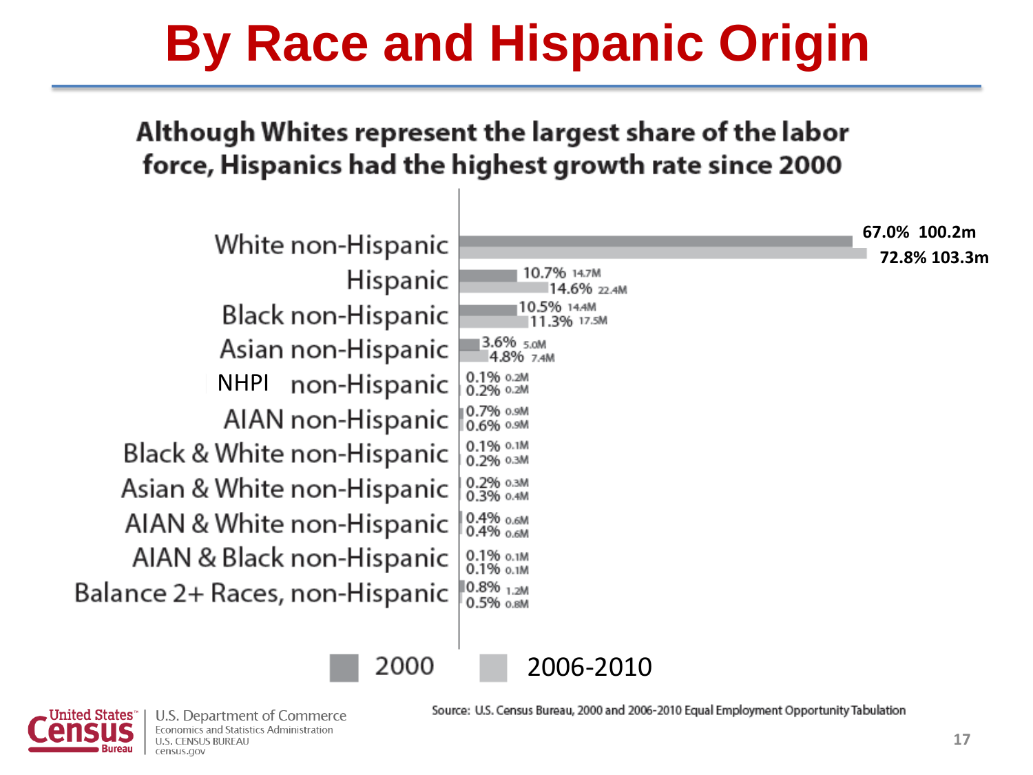# By Race and Hispanic Origin

## Although Whites represent the largest share of the labor force, Hispanics had the highest growth rate since 2000

| Race and Hispanic Origin | 2000 | 2006-2010 |
| --- | --- | --- |
| White non-Hispanic | 67.0% 100.2m | 72.8% 103.3m |
| Hispanic | 10.7% 14.7M | 14.6% 22.4M |
| Black non-Hispanic | 10.5% 14.4M | 11.3% 17.5M |
| Asian non-Hispanic | 3.6% 5.0M | 4.8% 7.4M |
| NHPI non-Hispanic | 0.1% 0.2M | 0.2% 0.2M |
| AIAN non-Hispanic | 0.7% 0.9M | 0.6% 0.9M |
| Black & White non-Hispanic | 0.1% 0.1M | 0.2% 0.3M |
| Asian & White non-Hispanic | 0.2% 0.3M | 0.3% 0.4M |
| AIAN & White non-Hispanic | 0.4% 0.6M | 0.4% 0.6M |
| AIAN & Black non-Hispanic | 0.1% 0.1M | 0.1% 0.1M |
| Balance 2+ Races, non-Hispanic | 0.8% 1.2M | 0.5% 0.8M |

Source: U.S. Census Bureau, 2000 and 2006-2010 Equal Employment Opportunity Tabulation

U.S. Department of Commerce
Economics and Statistics Administration
U.S. CENSUS BUREAU
census.gov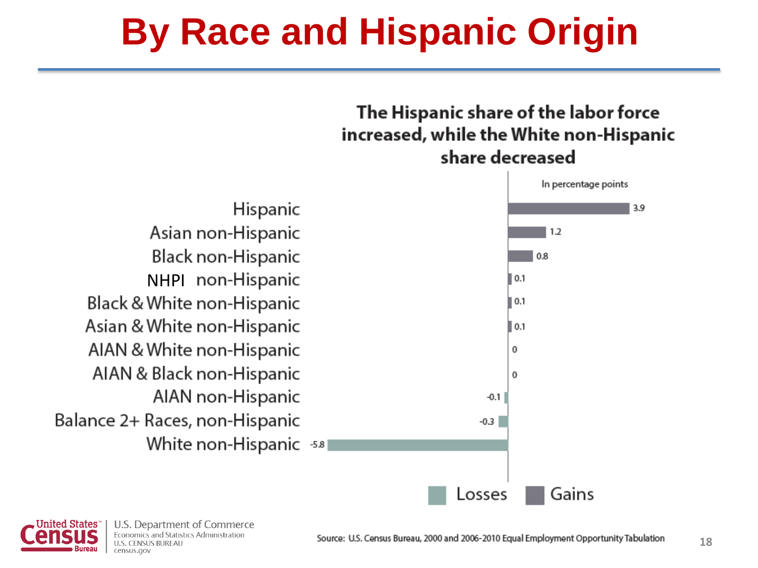# By Race and Hispanic Origin

**The Hispanic share of the labor force increased, while the White non-Hispanic share decreased**

In percentage points

| Race and Hispanic Origin | Change |
|---|---|
| Hispanic | 3.9 |
| Asian non-Hispanic | 1.2 |
| Black non-Hispanic | 0.8 |
| NHPI non-Hispanic | 0.1 |
| Black & White non-Hispanic | 0.1 |
| Asian & White non-Hispanic | 0.1 |
| AIAN & White non-Hispanic | 0 |
| AIAN & Black non-Hispanic | 0 |
| AIAN non-Hispanic | -0.1 |
| Balance 2+ Races, non-Hispanic | -0.3 |
| White non-Hispanic | -5.8 |

Losses | Gains

Source: U.S. Census Bureau, 2000 and 2006-2010 Equal Employment Opportunity Tabulation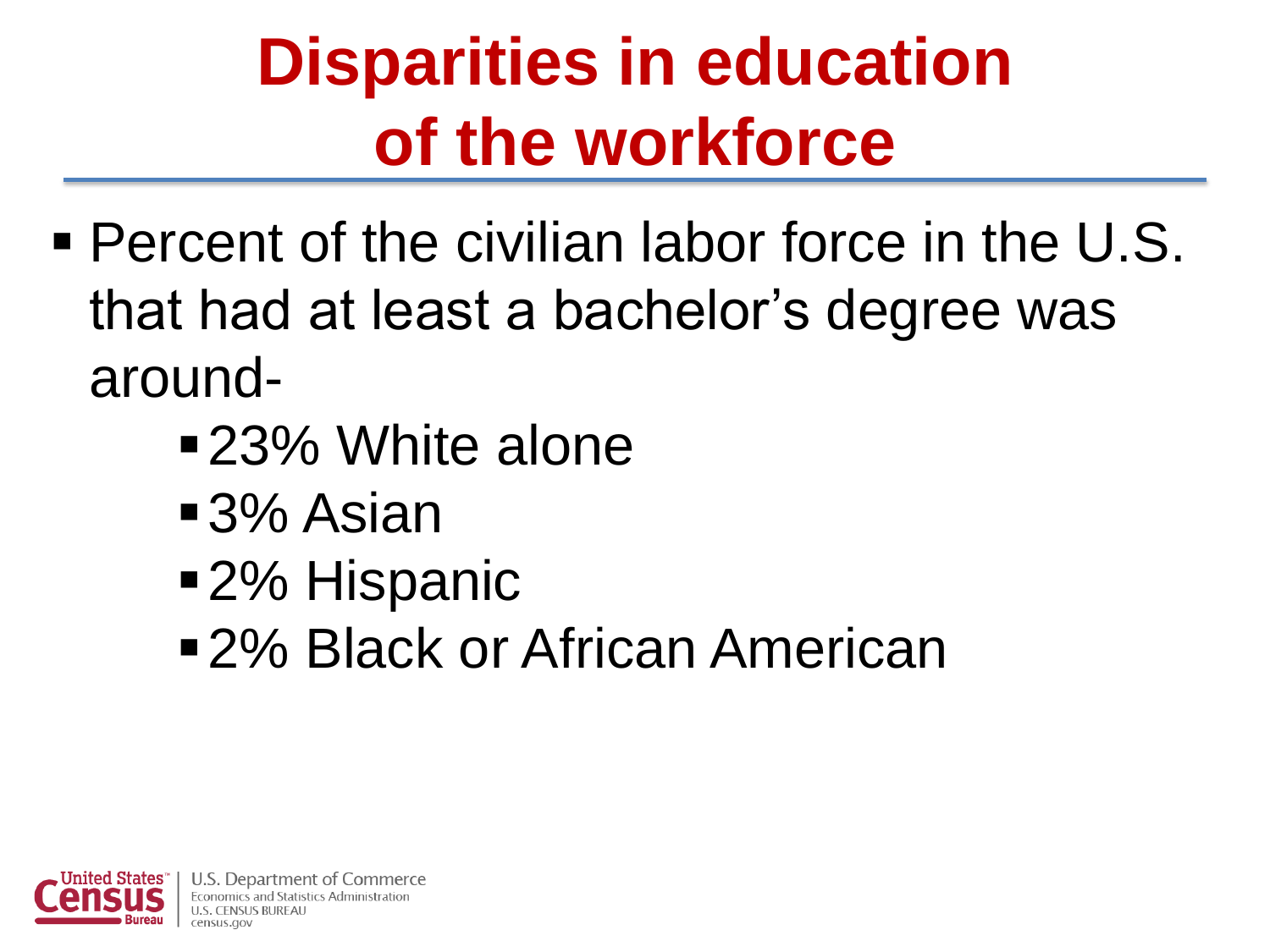# Disparities in education of the workforce

- Percent of the civilian labor force in the U.S. that had at least a bachelor's degree was around-
  - 23% White alone
  - 3% Asian
  - 2% Hispanic
  - 2% Black or African American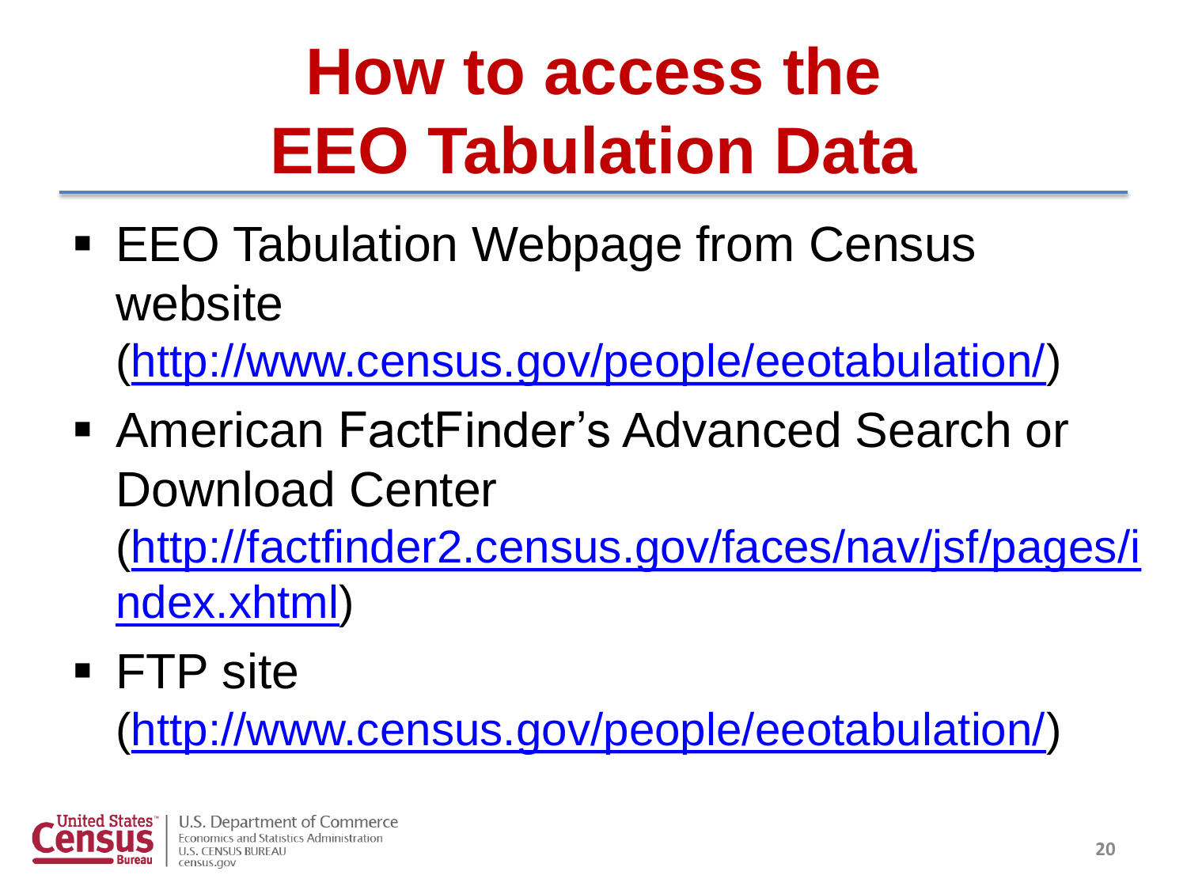# How to access the EEO Tabulation Data

- EEO Tabulation Webpage from Census website (http://www.census.gov/people/eeotabulation/)
- American FactFinder's Advanced Search or Download Center (http://factfinder2.census.gov/faces/nav/jsf/pages/index.xhtml)
- FTP site (http://www.census.gov/people/eeotabulation/)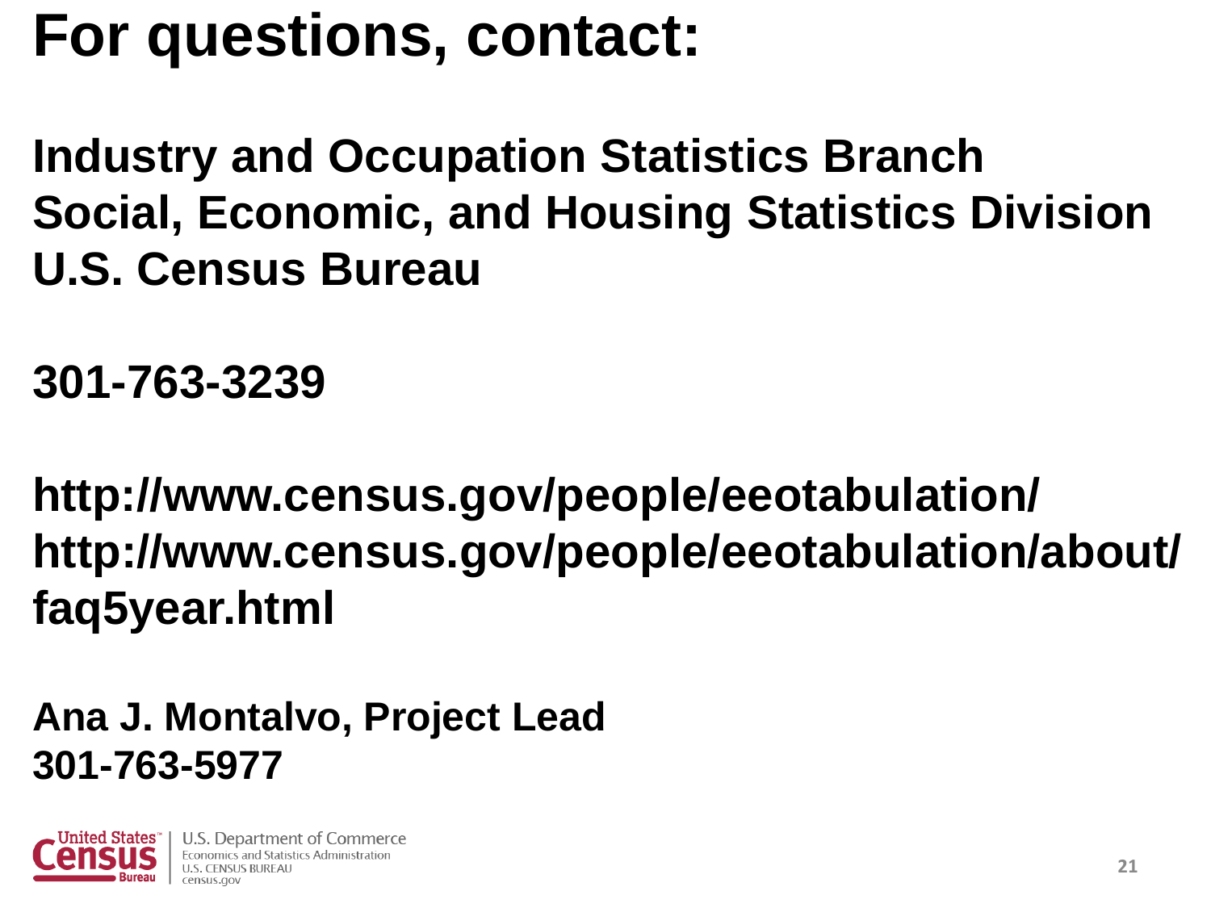# For questions, contact:

**Industry and Occupation Statistics Branch**
**Social, Economic, and Housing Statistics Division**
**U.S. Census Bureau**

**301-763-3239**

**http://www.census.gov/people/eeotabulation/**
**http://www.census.gov/people/eeotabulation/about/faq5year.html**

**Ana J. Montalvo, Project Lead**
**301-763-5977**

United States Census Bureau | U.S. Department of Commerce
Economics and Statistics Administration
U.S. CENSUS BUREAU
census.gov